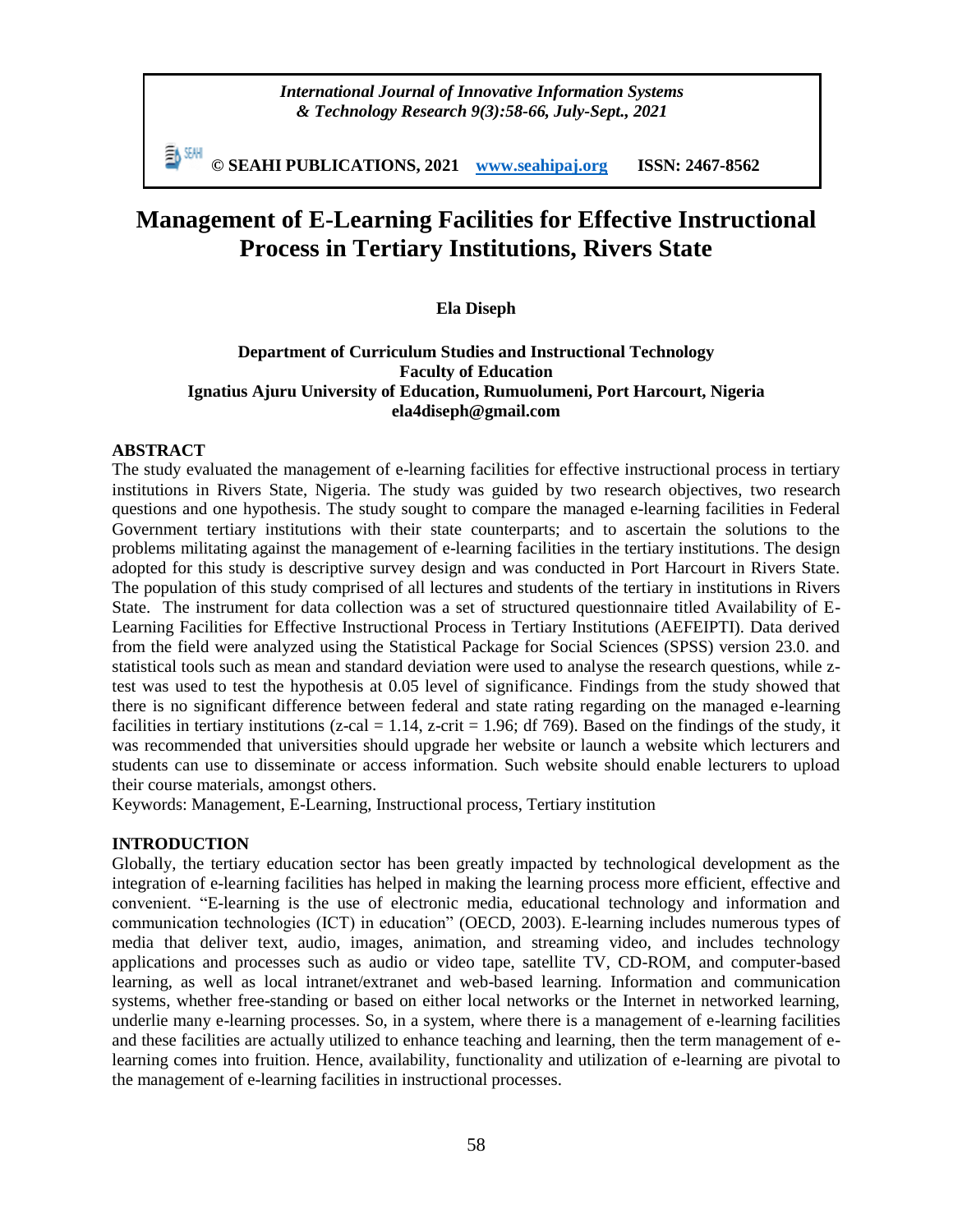# Management of E-Learning Facilities for Effective Instructional Process in Tertiary Institutions, Rivers State

**Ela Diseph**

**Department of Curriculum Studies and Instructional Technology**
**Faculty of Education**
**Ignatius Ajuru University of Education, Rumuolumeni, Port Harcourt, Nigeria**
**ela4diseph@gmail.com**

## ABSTRACT

The study evaluated the management of e-learning facilities for effective instructional process in tertiary institutions in Rivers State, Nigeria. The study was guided by two research objectives, two research questions and one hypothesis. The study sought to compare the managed e-learning facilities in Federal Government tertiary institutions with their state counterparts; and to ascertain the solutions to the problems militating against the management of e-learning facilities in the tertiary institutions. The design adopted for this study is descriptive survey design and was conducted in Port Harcourt in Rivers State. The population of this study comprised of all lectures and students of the tertiary in institutions in Rivers State. The instrument for data collection was a set of structured questionnaire titled Availability of E-Learning Facilities for Effective Instructional Process in Tertiary Institutions (AEFEIPTI). Data derived from the field were analyzed using the Statistical Package for Social Sciences (SPSS) version 23.0. and statistical tools such as mean and standard deviation were used to analyse the research questions, while z-test was used to test the hypothesis at 0.05 level of significance. Findings from the study showed that there is no significant difference between federal and state rating regarding on the managed e-learning facilities in tertiary institutions (z-cal = 1.14, z-crit = 1.96; df 769). Based on the findings of the study, it was recommended that universities should upgrade her website or launch a website which lecturers and students can use to disseminate or access information. Such website should enable lecturers to upload their course materials, amongst others.

Keywords: Management, E-Learning, Instructional process, Tertiary institution

## INTRODUCTION

Globally, the tertiary education sector has been greatly impacted by technological development as the integration of e-learning facilities has helped in making the learning process more efficient, effective and convenient. "E-learning is the use of electronic media, educational technology and information and communication technologies (ICT) in education" (OECD, 2003). E-learning includes numerous types of media that deliver text, audio, images, animation, and streaming video, and includes technology applications and processes such as audio or video tape, satellite TV, CD-ROM, and computer-based learning, as well as local intranet/extranet and web-based learning. Information and communication systems, whether free-standing or based on either local networks or the Internet in networked learning, underlie many e-learning processes. So, in a system, where there is a management of e-learning facilities and these facilities are actually utilized to enhance teaching and learning, then the term management of e-learning comes into fruition. Hence, availability, functionality and utilization of e-learning are pivotal to the management of e-learning facilities in instructional processes.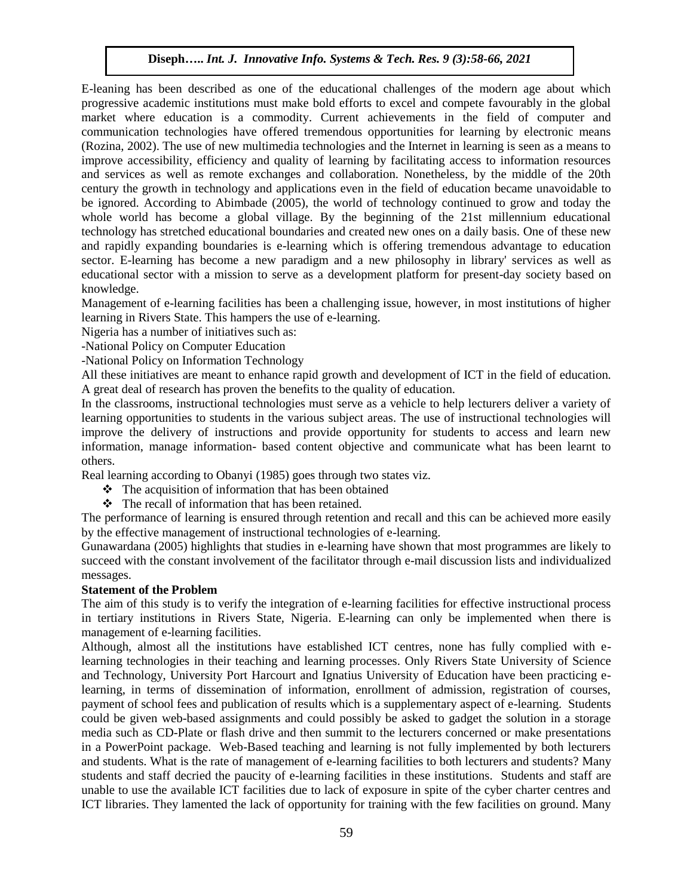E-leaning has been described as one of the educational challenges of the modern age about which progressive academic institutions must make bold efforts to excel and compete favourably in the global market where education is a commodity. Current achievements in the field of computer and communication technologies have offered tremendous opportunities for learning by electronic means (Rozina, 2002). The use of new multimedia technologies and the Internet in learning is seen as a means to improve accessibility, efficiency and quality of learning by facilitating access to information resources and services as well as remote exchanges and collaboration. Nonetheless, by the middle of the 20th century the growth in technology and applications even in the field of education became unavoidable to be ignored. According to Abimbade (2005), the world of technology continued to grow and today the whole world has become a global village. By the beginning of the 21st millennium educational technology has stretched educational boundaries and created new ones on a daily basis. One of these new and rapidly expanding boundaries is e-learning which is offering tremendous advantage to education sector. E-learning has become a new paradigm and a new philosophy in library' services as well as educational sector with a mission to serve as a development platform for present-day society based on knowledge.

Management of e-learning facilities has been a challenging issue, however, in most institutions of higher learning in Rivers State. This hampers the use of e-learning.

Nigeria has a number of initiatives such as:

-National Policy on Computer Education

-National Policy on Information Technology

All these initiatives are meant to enhance rapid growth and development of ICT in the field of education. A great deal of research has proven the benefits to the quality of education.

In the classrooms, instructional technologies must serve as a vehicle to help lecturers deliver a variety of learning opportunities to students in the various subject areas. The use of instructional technologies will improve the delivery of instructions and provide opportunity for students to access and learn new information, manage information- based content objective and communicate what has been learnt to others.

Real learning according to Obanyi (1985) goes through two states viz.

- The acquisition of information that has been obtained
- The recall of information that has been retained.

The performance of learning is ensured through retention and recall and this can be achieved more easily by the effective management of instructional technologies of e-learning.

Gunawardana (2005) highlights that studies in e-learning have shown that most programmes are likely to succeed with the constant involvement of the facilitator through e-mail discussion lists and individualized messages.

**Statement of the Problem**

The aim of this study is to verify the integration of e-learning facilities for effective instructional process in tertiary institutions in Rivers State, Nigeria. E-learning can only be implemented when there is management of e-learning facilities.

Although, almost all the institutions have established ICT centres, none has fully complied with e-learning technologies in their teaching and learning processes. Only Rivers State University of Science and Technology, University Port Harcourt and Ignatius University of Education have been practicing e-learning, in terms of dissemination of information, enrollment of admission, registration of courses, payment of school fees and publication of results which is a supplementary aspect of e-learning. Students could be given web-based assignments and could possibly be asked to gadget the solution in a storage media such as CD-Plate or flash drive and then summit to the lecturers concerned or make presentations in a PowerPoint package. Web-Based teaching and learning is not fully implemented by both lecturers and students. What is the rate of management of e-learning facilities to both lecturers and students? Many students and staff decried the paucity of e-learning facilities in these institutions. Students and staff are unable to use the available ICT facilities due to lack of exposure in spite of the cyber charter centres and ICT libraries. They lamented the lack of opportunity for training with the few facilities on ground. Many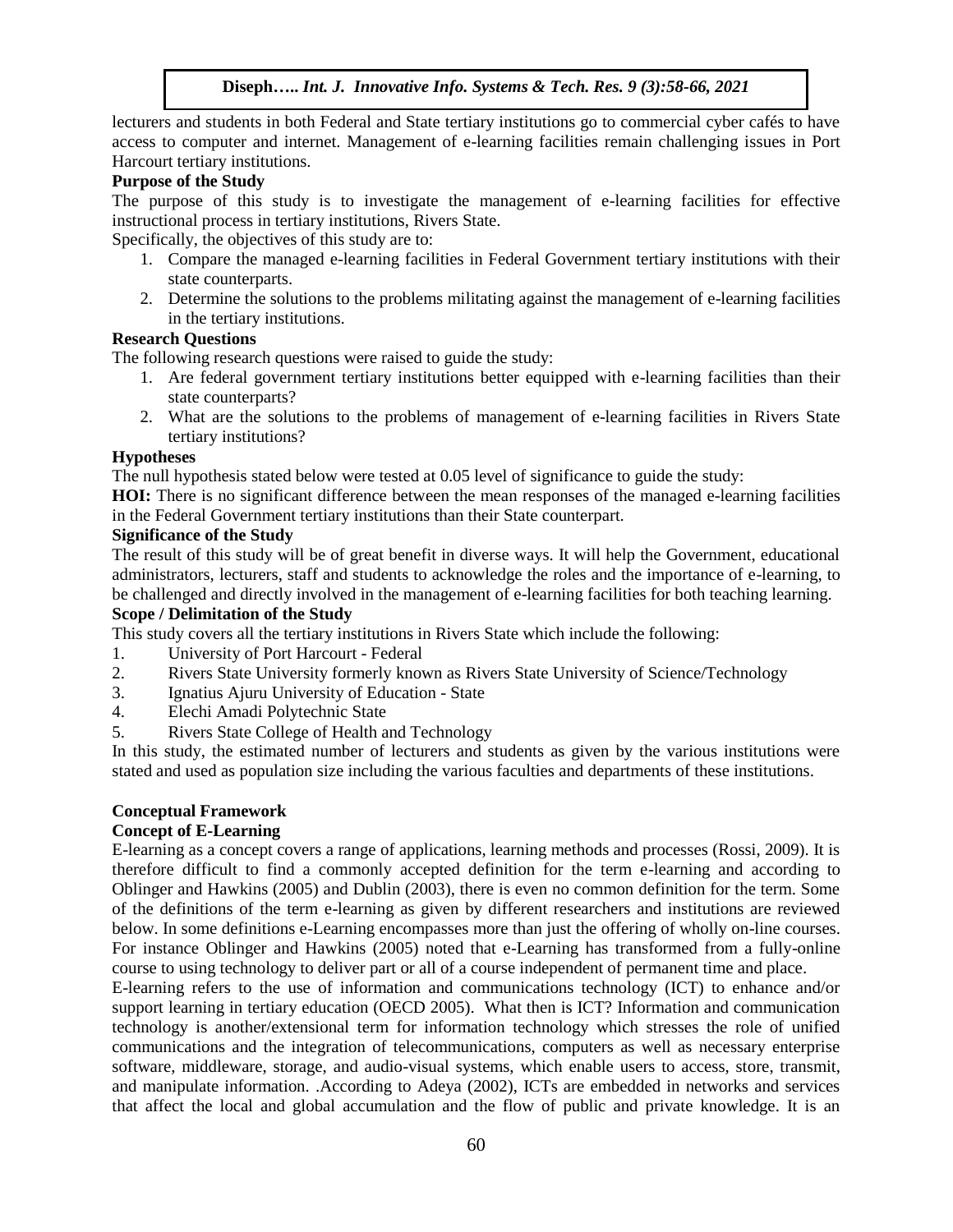lecturers and students in both Federal and State tertiary institutions go to commercial cyber cafés to have access to computer and internet. Management of e-learning facilities remain challenging issues in Port Harcourt tertiary institutions.

### Purpose of the Study

The purpose of this study is to investigate the management of e-learning facilities for effective instructional process in tertiary institutions, Rivers State.

Specifically, the objectives of this study are to:

1. Compare the managed e-learning facilities in Federal Government tertiary institutions with their state counterparts.
2. Determine the solutions to the problems militating against the management of e-learning facilities in the tertiary institutions.

### Research Questions

The following research questions were raised to guide the study:

1. Are federal government tertiary institutions better equipped with e-learning facilities than their state counterparts?
2. What are the solutions to the problems of management of e-learning facilities in Rivers State tertiary institutions?

### Hypotheses

The null hypothesis stated below were tested at 0.05 level of significance to guide the study:

**HOI:** There is no significant difference between the mean responses of the managed e-learning facilities in the Federal Government tertiary institutions than their State counterpart.

### Significance of the Study

The result of this study will be of great benefit in diverse ways. It will help the Government, educational administrators, lecturers, staff and students to acknowledge the roles and the importance of e-learning, to be challenged and directly involved in the management of e-learning facilities for both teaching learning.

### Scope / Delimitation of the Study

This study covers all the tertiary institutions in Rivers State which include the following:

1. University of Port Harcourt - Federal
2. Rivers State University formerly known as Rivers State University of Science/Technology
3. Ignatius Ajuru University of Education - State
4. Elechi Amadi Polytechnic State
5. Rivers State College of Health and Technology

In this study, the estimated number of lecturers and students as given by the various institutions were stated and used as population size including the various faculties and departments of these institutions.

## Conceptual Framework

### Concept of E-Learning

E-learning as a concept covers a range of applications, learning methods and processes (Rossi, 2009). It is therefore difficult to find a commonly accepted definition for the term e-learning and according to Oblinger and Hawkins (2005) and Dublin (2003), there is even no common definition for the term. Some of the definitions of the term e-learning as given by different researchers and institutions are reviewed below. In some definitions e-Learning encompasses more than just the offering of wholly on-line courses. For instance Oblinger and Hawkins (2005) noted that e-Learning has transformed from a fully-online course to using technology to deliver part or all of a course independent of permanent time and place.

E-learning refers to the use of information and communications technology (ICT) to enhance and/or support learning in tertiary education (OECD 2005). What then is ICT? Information and communication technology is another/extensional term for information technology which stresses the role of unified communications and the integration of telecommunications, computers as well as necessary enterprise software, middleware, storage, and audio-visual systems, which enable users to access, store, transmit, and manipulate information. .According to Adeya (2002), ICTs are embedded in networks and services that affect the local and global accumulation and the flow of public and private knowledge. It is an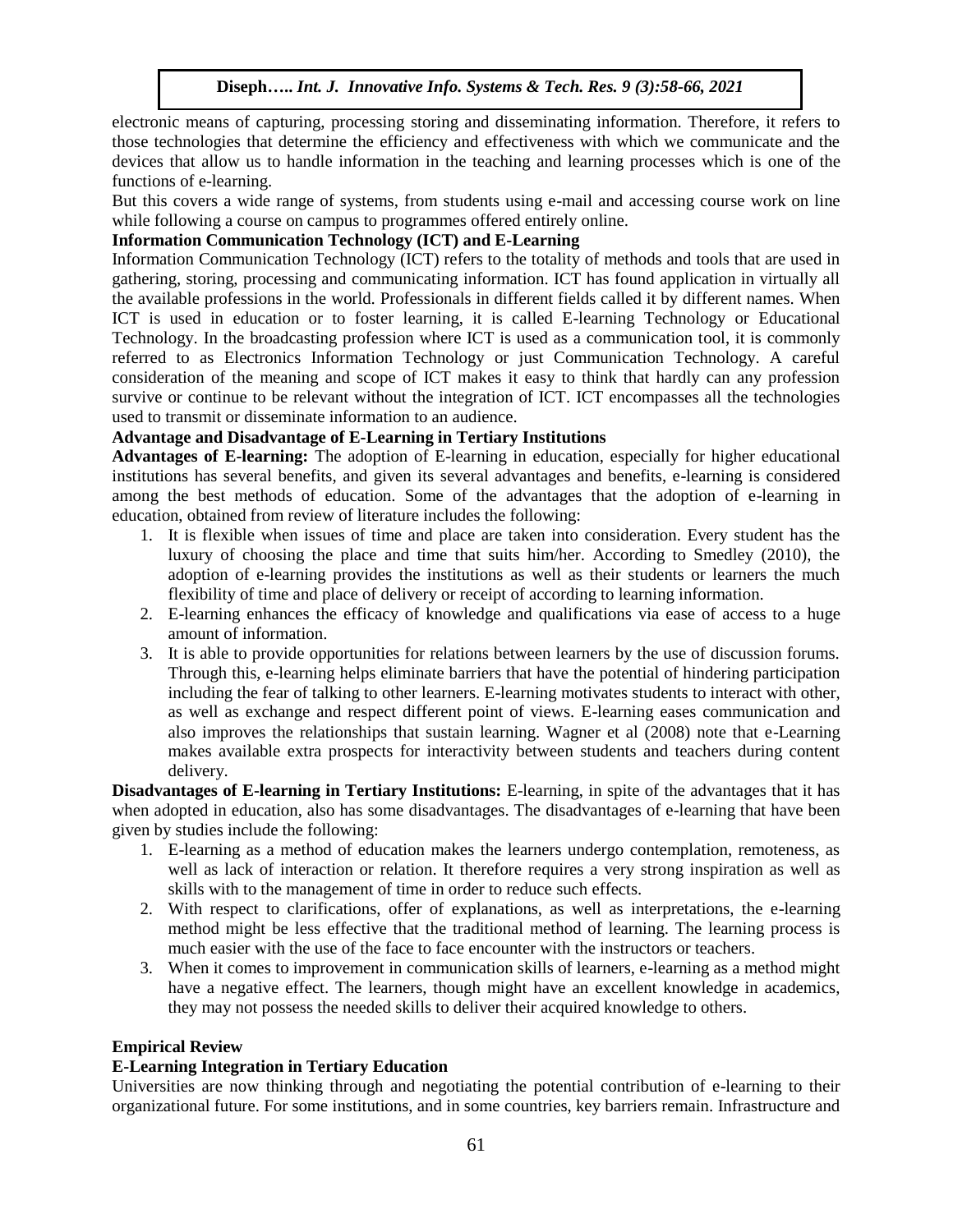electronic means of capturing, processing storing and disseminating information. Therefore, it refers to those technologies that determine the efficiency and effectiveness with which we communicate and the devices that allow us to handle information in the teaching and learning processes which is one of the functions of e-learning.

But this covers a wide range of systems, from students using e-mail and accessing course work on line while following a course on campus to programmes offered entirely online.

**Information Communication Technology (ICT) and E-Learning**

Information Communication Technology (ICT) refers to the totality of methods and tools that are used in gathering, storing, processing and communicating information. ICT has found application in virtually all the available professions in the world. Professionals in different fields called it by different names. When ICT is used in education or to foster learning, it is called E-learning Technology or Educational Technology. In the broadcasting profession where ICT is used as a communication tool, it is commonly referred to as Electronics Information Technology or just Communication Technology. A careful consideration of the meaning and scope of ICT makes it easy to think that hardly can any profession survive or continue to be relevant without the integration of ICT. ICT encompasses all the technologies used to transmit or disseminate information to an audience.

**Advantage and Disadvantage of E-Learning in Tertiary Institutions**

**Advantages of E-learning:** The adoption of E-learning in education, especially for higher educational institutions has several benefits, and given its several advantages and benefits, e-learning is considered among the best methods of education. Some of the advantages that the adoption of e-learning in education, obtained from review of literature includes the following:

1. It is flexible when issues of time and place are taken into consideration. Every student has the luxury of choosing the place and time that suits him/her. According to Smedley (2010), the adoption of e-learning provides the institutions as well as their students or learners the much flexibility of time and place of delivery or receipt of according to learning information.
2. E-learning enhances the efficacy of knowledge and qualifications via ease of access to a huge amount of information.
3. It is able to provide opportunities for relations between learners by the use of discussion forums. Through this, e-learning helps eliminate barriers that have the potential of hindering participation including the fear of talking to other learners. E-learning motivates students to interact with other, as well as exchange and respect different point of views. E-learning eases communication and also improves the relationships that sustain learning. Wagner et al (2008) note that e-Learning makes available extra prospects for interactivity between students and teachers during content delivery.

**Disadvantages of E-learning in Tertiary Institutions:** E-learning, in spite of the advantages that it has when adopted in education, also has some disadvantages. The disadvantages of e-learning that have been given by studies include the following:

1. E-learning as a method of education makes the learners undergo contemplation, remoteness, as well as lack of interaction or relation. It therefore requires a very strong inspiration as well as skills with to the management of time in order to reduce such effects.
2. With respect to clarifications, offer of explanations, as well as interpretations, the e-learning method might be less effective that the traditional method of learning. The learning process is much easier with the use of the face to face encounter with the instructors or teachers.
3. When it comes to improvement in communication skills of learners, e-learning as a method might have a negative effect. The learners, though might have an excellent knowledge in academics, they may not possess the needed skills to deliver their acquired knowledge to others.

**Empirical Review**

**E-Learning Integration in Tertiary Education**

Universities are now thinking through and negotiating the potential contribution of e-learning to their organizational future. For some institutions, and in some countries, key barriers remain. Infrastructure and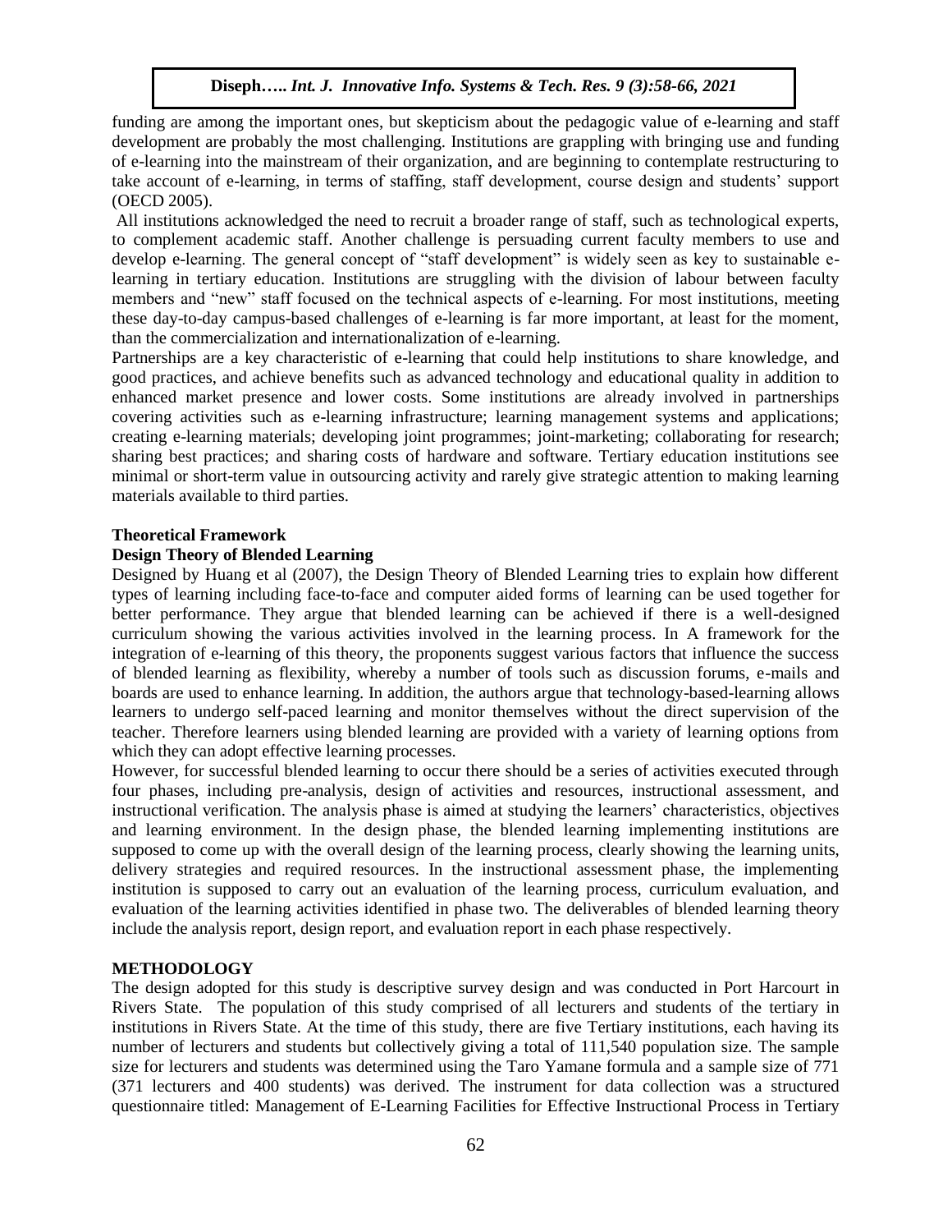funding are among the important ones, but skepticism about the pedagogic value of e-learning and staff development are probably the most challenging. Institutions are grappling with bringing use and funding of e-learning into the mainstream of their organization, and are beginning to contemplate restructuring to take account of e-learning, in terms of staffing, staff development, course design and students' support (OECD 2005).

All institutions acknowledged the need to recruit a broader range of staff, such as technological experts, to complement academic staff. Another challenge is persuading current faculty members to use and develop e-learning. The general concept of "staff development" is widely seen as key to sustainable e-learning in tertiary education. Institutions are struggling with the division of labour between faculty members and "new" staff focused on the technical aspects of e-learning. For most institutions, meeting these day-to-day campus-based challenges of e-learning is far more important, at least for the moment, than the commercialization and internationalization of e-learning.

Partnerships are a key characteristic of e-learning that could help institutions to share knowledge, and good practices, and achieve benefits such as advanced technology and educational quality in addition to enhanced market presence and lower costs. Some institutions are already involved in partnerships covering activities such as e-learning infrastructure; learning management systems and applications; creating e-learning materials; developing joint programmes; joint-marketing; collaborating for research; sharing best practices; and sharing costs of hardware and software. Tertiary education institutions see minimal or short-term value in outsourcing activity and rarely give strategic attention to making learning materials available to third parties.

## Theoretical Framework

### Design Theory of Blended Learning

Designed by Huang et al (2007), the Design Theory of Blended Learning tries to explain how different types of learning including face-to-face and computer aided forms of learning can be used together for better performance. They argue that blended learning can be achieved if there is a well-designed curriculum showing the various activities involved in the learning process. In A framework for the integration of e-learning of this theory, the proponents suggest various factors that influence the success of blended learning as flexibility, whereby a number of tools such as discussion forums, e-mails and boards are used to enhance learning. In addition, the authors argue that technology-based-learning allows learners to undergo self-paced learning and monitor themselves without the direct supervision of the teacher. Therefore learners using blended learning are provided with a variety of learning options from which they can adopt effective learning processes.

However, for successful blended learning to occur there should be a series of activities executed through four phases, including pre-analysis, design of activities and resources, instructional assessment, and instructional verification. The analysis phase is aimed at studying the learners' characteristics, objectives and learning environment. In the design phase, the blended learning implementing institutions are supposed to come up with the overall design of the learning process, clearly showing the learning units, delivery strategies and required resources. In the instructional assessment phase, the implementing institution is supposed to carry out an evaluation of the learning process, curriculum evaluation, and evaluation of the learning activities identified in phase two. The deliverables of blended learning theory include the analysis report, design report, and evaluation report in each phase respectively.

## METHODOLOGY

The design adopted for this study is descriptive survey design and was conducted in Port Harcourt in Rivers State. The population of this study comprised of all lecturers and students of the tertiary in institutions in Rivers State. At the time of this study, there are five Tertiary institutions, each having its number of lecturers and students but collectively giving a total of 111,540 population size. The sample size for lecturers and students was determined using the Taro Yamane formula and a sample size of 771 (371 lecturers and 400 students) was derived. The instrument for data collection was a structured questionnaire titled: Management of E-Learning Facilities for Effective Instructional Process in Tertiary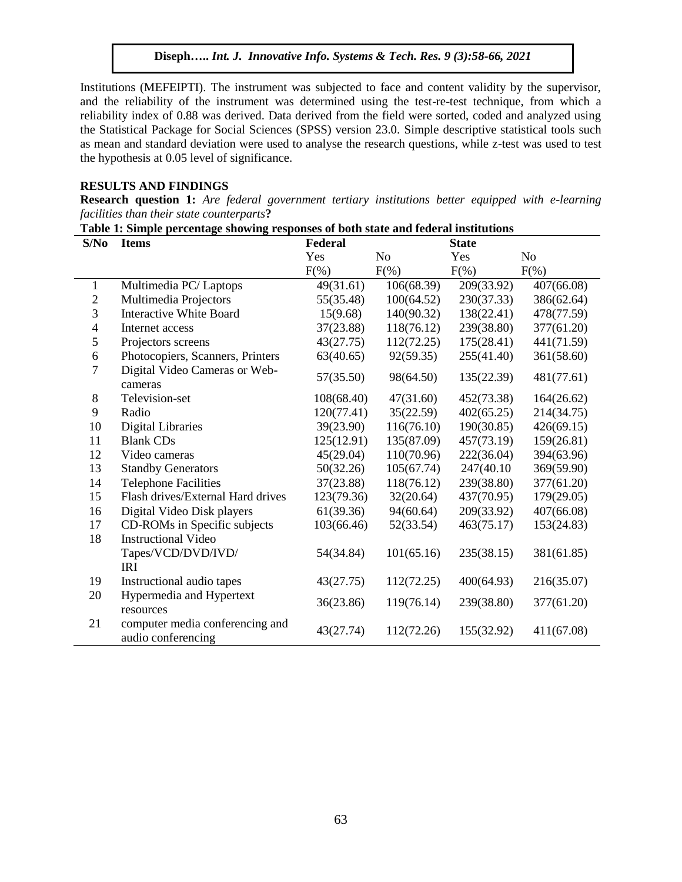Institutions (MEFEIPTI). The instrument was subjected to face and content validity by the supervisor, and the reliability of the instrument was determined using the test-re-test technique, from which a reliability index of 0.88 was derived. Data derived from the field were sorted, coded and analyzed using the Statistical Package for Social Sciences (SPSS) version 23.0. Simple descriptive statistical tools such as mean and standard deviation were used to analyse the research questions, while z-test was used to test the hypothesis at 0.05 level of significance.

## RESULTS AND FINDINGS

**Research question 1:** *Are federal government tertiary institutions better equipped with e-learning facilities than their state counterparts***?**

**Table 1: Simple percentage showing responses of both state and federal institutions**

| S/No | Items | Federal | | State | |
|---|---|---|---|---|---|
| | | Yes | No | Yes | No |
| | | F(%) | F(%) | F(%) | F(%) |
| 1 | Multimedia PC/ Laptops | 49(31.61) | 106(68.39) | 209(33.92) | 407(66.08) |
| 2 | Multimedia Projectors | 55(35.48) | 100(64.52) | 230(37.33) | 386(62.64) |
| 3 | Interactive White Board | 15(9.68) | 140(90.32) | 138(22.41) | 478(77.59) |
| 4 | Internet access | 37(23.88) | 118(76.12) | 239(38.80) | 377(61.20) |
| 5 | Projectors screens | 43(27.75) | 112(72.25) | 175(28.41) | 441(71.59) |
| 6 | Photocopiers, Scanners, Printers | 63(40.65) | 92(59.35) | 255(41.40) | 361(58.60) |
| 7 | Digital Video Cameras or Web-cameras | 57(35.50) | 98(64.50) | 135(22.39) | 481(77.61) |
| 8 | Television-set | 108(68.40) | 47(31.60) | 452(73.38) | 164(26.62) |
| 9 | Radio | 120(77.41) | 35(22.59) | 402(65.25) | 214(34.75) |
| 10 | Digital Libraries | 39(23.90) | 116(76.10) | 190(30.85) | 426(69.15) |
| 11 | Blank CDs | 125(12.91) | 135(87.09) | 457(73.19) | 159(26.81) |
| 12 | Video cameras | 45(29.04) | 110(70.96) | 222(36.04) | 394(63.96) |
| 13 | Standby Generators | 50(32.26) | 105(67.74) | 247(40.10 | 369(59.90) |
| 14 | Telephone Facilities | 37(23.88) | 118(76.12) | 239(38.80) | 377(61.20) |
| 15 | Flash drives/External Hard drives | 123(79.36) | 32(20.64) | 437(70.95) | 179(29.05) |
| 16 | Digital Video Disk players | 61(39.36) | 94(60.64) | 209(33.92) | 407(66.08) |
| 17 | CD-ROMs in Specific subjects | 103(66.46) | 52(33.54) | 463(75.17) | 153(24.83) |
| 18 | Instructional Video Tapes/VCD/DVD/IVD/ IRI | 54(34.84) | 101(65.16) | 235(38.15) | 381(61.85) |
| 19 | Instructional audio tapes | 43(27.75) | 112(72.25) | 400(64.93) | 216(35.07) |
| 20 | Hypermedia and Hypertext resources | 36(23.86) | 119(76.14) | 239(38.80) | 377(61.20) |
| 21 | computer media conferencing and audio conferencing | 43(27.74) | 112(72.26) | 155(32.92) | 411(67.08) |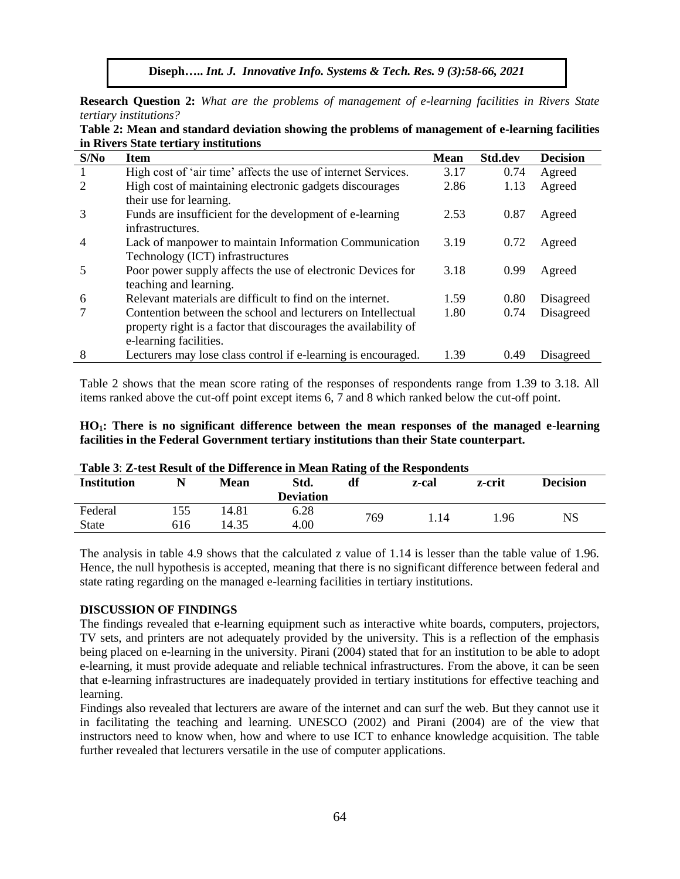**Research Question 2:** *What are the problems of management of e-learning facilities in Rivers State tertiary institutions?*

**Table 2: Mean and standard deviation showing the problems of management of e-learning facilities in Rivers State tertiary institutions**

| S/No | Item | Mean | Std.dev | Decision |
|---|---|---|---|---|
| 1 | High cost of 'air time' affects the use of internet Services. | 3.17 | 0.74 | Agreed |
| 2 | High cost of maintaining electronic gadgets discourages their use for learning. | 2.86 | 1.13 | Agreed |
| 3 | Funds are insufficient for the development of e-learning infrastructures. | 2.53 | 0.87 | Agreed |
| 4 | Lack of manpower to maintain Information Communication Technology (ICT) infrastructures | 3.19 | 0.72 | Agreed |
| 5 | Poor power supply affects the use of electronic Devices for teaching and learning. | 3.18 | 0.99 | Agreed |
| 6 | Relevant materials are difficult to find on the internet. | 1.59 | 0.80 | Disagreed |
| 7 | Contention between the school and lecturers on Intellectual property right is a factor that discourages the availability of e-learning facilities. | 1.80 | 0.74 | Disagreed |
| 8 | Lecturers may lose class control if e-learning is encouraged. | 1.39 | 0.49 | Disagreed |

Table 2 shows that the mean score rating of the responses of respondents range from 1.39 to 3.18. All items ranked above the cut-off point except items 6, 7 and 8 which ranked below the cut-off point.

**$HO_1$: There is no significant difference between the mean responses of the managed e-learning facilities in the Federal Government tertiary institutions than their State counterpart.**

**Table 3**: **Z-test Result of the Difference in Mean Rating of the Respondents**

| Institution | N | Mean | Std. Deviation | df | z-cal | z-crit | Decision |
|---|---|---|---|---|---|---|---|
| Federal | 155 | 14.81 | 6.28 | 769 | 1.14 | 1.96 | NS |
| State | 616 | 14.35 | 4.00 | | | | |

The analysis in table 4.9 shows that the calculated z value of 1.14 is lesser than the table value of 1.96. Hence, the null hypothesis is accepted, meaning that there is no significant difference between federal and state rating regarding on the managed e-learning facilities in tertiary institutions.

## DISCUSSION OF FINDINGS

The findings revealed that e-learning equipment such as interactive white boards, computers, projectors, TV sets, and printers are not adequately provided by the university. This is a reflection of the emphasis being placed on e-learning in the university. Pirani (2004) stated that for an institution to be able to adopt e-learning, it must provide adequate and reliable technical infrastructures. From the above, it can be seen that e-learning infrastructures are inadequately provided in tertiary institutions for effective teaching and learning.

Findings also revealed that lecturers are aware of the internet and can surf the web. But they cannot use it in facilitating the teaching and learning. UNESCO (2002) and Pirani (2004) are of the view that instructors need to know when, how and where to use ICT to enhance knowledge acquisition. The table further revealed that lecturers versatile in the use of computer applications.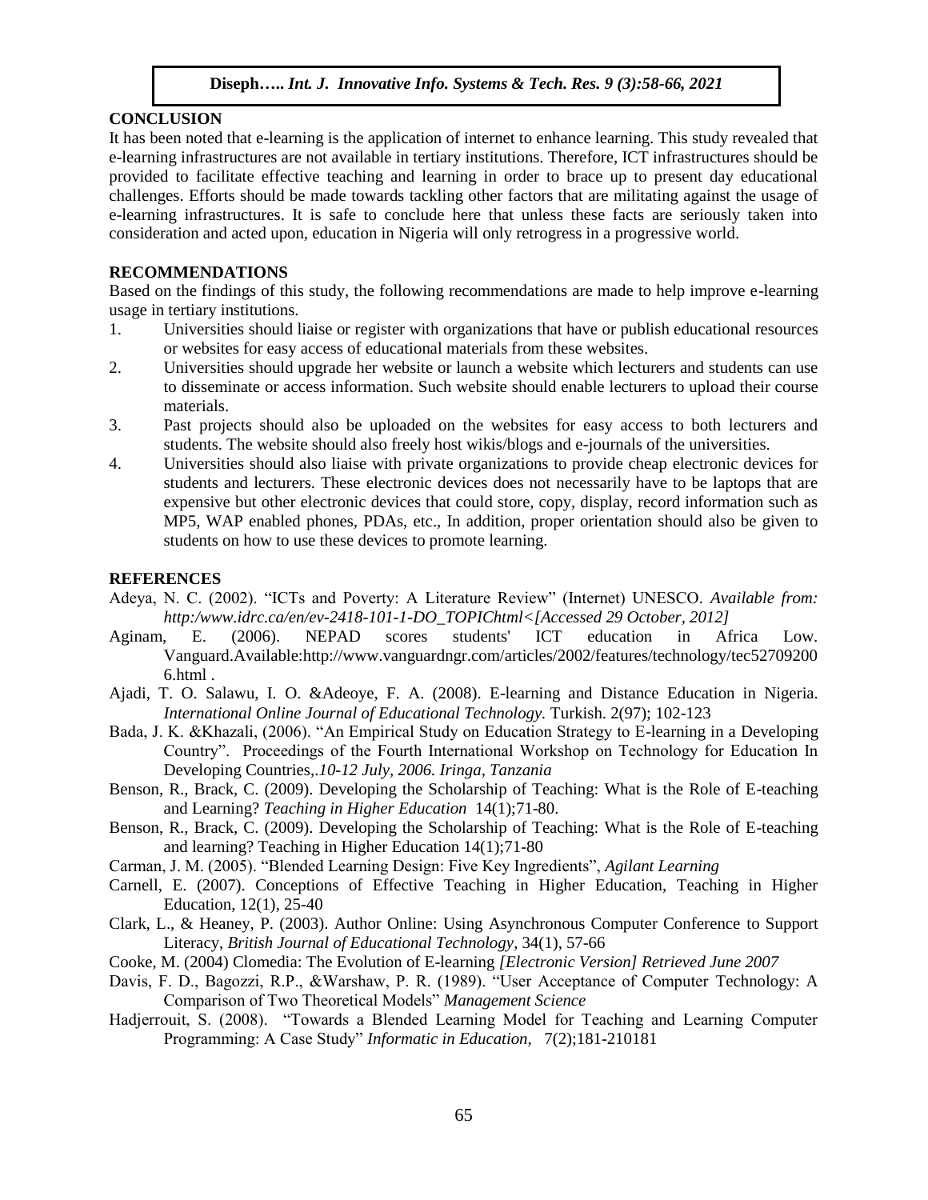## CONCLUSION

It has been noted that e-learning is the application of internet to enhance learning. This study revealed that e-learning infrastructures are not available in tertiary institutions. Therefore, ICT infrastructures should be provided to facilitate effective teaching and learning in order to brace up to present day educational challenges. Efforts should be made towards tackling other factors that are militating against the usage of e-learning infrastructures. It is safe to conclude here that unless these facts are seriously taken into consideration and acted upon, education in Nigeria will only retrogress in a progressive world.

## RECOMMENDATIONS

Based on the findings of this study, the following recommendations are made to help improve e-learning usage in tertiary institutions.

1. Universities should liaise or register with organizations that have or publish educational resources or websites for easy access of educational materials from these websites.
2. Universities should upgrade her website or launch a website which lecturers and students can use to disseminate or access information. Such website should enable lecturers to upload their course materials.
3. Past projects should also be uploaded on the websites for easy access to both lecturers and students. The website should also freely host wikis/blogs and e-journals of the universities.
4. Universities should also liaise with private organizations to provide cheap electronic devices for students and lecturers. These electronic devices does not necessarily have to be laptops that are expensive but other electronic devices that could store, copy, display, record information such as MP5, WAP enabled phones, PDAs, etc., In addition, proper orientation should also be given to students on how to use these devices to promote learning.

## REFERENCES

Adeya, N. C. (2002). "ICTs and Poverty: A Literature Review" (Internet) UNESCO. *Available from: http:/www.idrc.ca/en/ev-2418-101-1-DO_TOPIChtml<[Accessed 29 October, 2012]*

Aginam, E. (2006). NEPAD scores students' ICT education in Africa Low. Vanguard.Available:http://www.vanguardngr.com/articles/2002/features/technology/tec527092006.html .

Ajadi, T. O. Salawu, I. O. &Adeoye, F. A. (2008). E-learning and Distance Education in Nigeria. *International Online Journal of Educational Technology.* Turkish. 2(97); 102-123

Bada, J. K. &Khazali, (2006). "An Empirical Study on Education Strategy to E-learning in a Developing Country". Proceedings of the Fourth International Workshop on Technology for Education In Developing Countries,*.10-12 July, 2006. Iringa, Tanzania*

Benson, R., Brack, C. (2009). Developing the Scholarship of Teaching: What is the Role of E-teaching and Learning? *Teaching in Higher Education* 14(1);71-80.

Benson, R., Brack, C. (2009). Developing the Scholarship of Teaching: What is the Role of E-teaching and learning? Teaching in Higher Education 14(1);71-80

Carman, J. M. (2005). "Blended Learning Design: Five Key Ingredients", *Agilant Learning*

Carnell, E. (2007). Conceptions of Effective Teaching in Higher Education, Teaching in Higher Education, 12(1), 25-40

Clark, L., & Heaney, P. (2003). Author Online: Using Asynchronous Computer Conference to Support Literacy, *British Journal of Educational Technology*, 34(1), 57-66

Cooke, M. (2004) Clomedia: The Evolution of E-learning *[Electronic Version] Retrieved June 2007*

Davis, F. D., Bagozzi, R.P., &Warshaw, P. R. (1989). "User Acceptance of Computer Technology: A Comparison of Two Theoretical Models" *Management Science*

Hadjerrouit, S. (2008). "Towards a Blended Learning Model for Teaching and Learning Computer Programming: A Case Study" *Informatic in Education,* 7(2);181-210181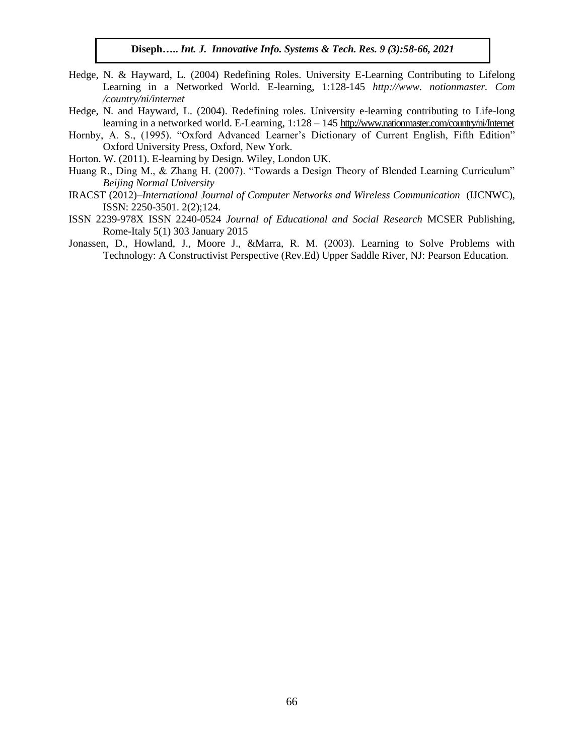Hedge, N. & Hayward, L. (2004) Redefining Roles. University E-Learning Contributing to Lifelong Learning in a Networked World. E-learning, 1:128-145 *http://www. notionmaster. Com /country/ni/internet*

Hedge, N. and Hayward, L. (2004). Redefining roles. University e-learning contributing to Life-long learning in a networked world. E-Learning, 1:128 – 145 http://www.nationmaster.com/country/ni/Internet

Hornby, A. S., (1995). "Oxford Advanced Learner's Dictionary of Current English, Fifth Edition" Oxford University Press, Oxford, New York.

Horton. W. (2011). E-learning by Design. Wiley, London UK.

Huang R., Ding M., & Zhang H. (2007). "Towards a Design Theory of Blended Learning Curriculum" *Beijing Normal University*

IRACST (2012)–*International Journal of Computer Networks and Wireless Communication* (IJCNWC), ISSN: 2250-3501. 2(2);124.

ISSN 2239-978X ISSN 2240-0524 *Journal of Educational and Social Research* MCSER Publishing, Rome-Italy 5(1) 303 January 2015

Jonassen, D., Howland, J., Moore J., &Marra, R. M. (2003). Learning to Solve Problems with Technology: A Constructivist Perspective (Rev.Ed) Upper Saddle River, NJ: Pearson Education.